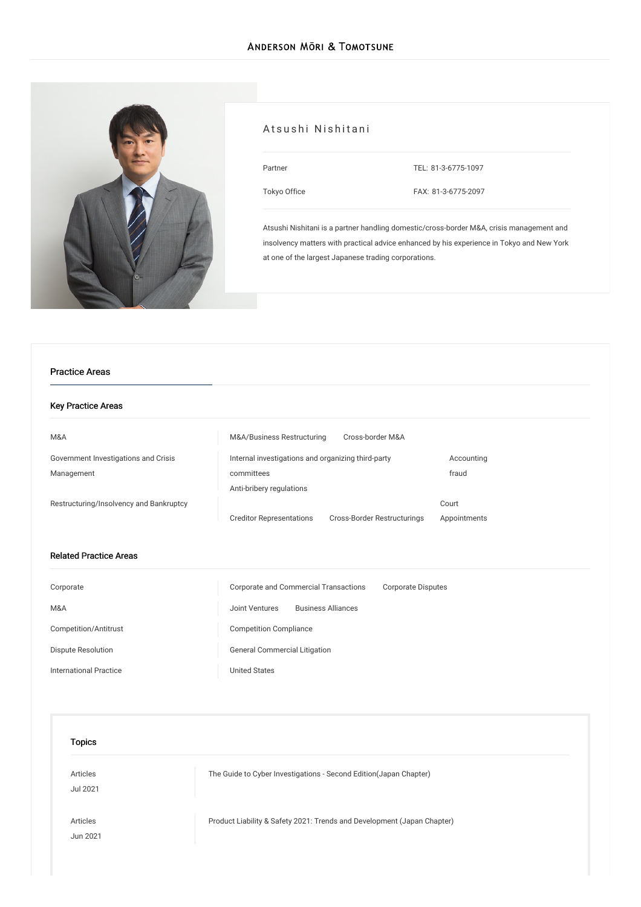Anderson Mōri & Tomotsune

# Atsushi Nishitani

| | |
|---|---|
| Partner | TEL: 81-3-6775-1097 |
| Tokyo Office | FAX: 81-3-6775-2097 |

Atsushi Nishitani is a partner handling domestic/cross-border M&A, crisis management and insolvency matters with practical advice enhanced by his experience in Tokyo and New York at one of the largest Japanese trading corporations.

## Practice Areas

### Key Practice Areas

| | |
|---|---|
| M&A | M&A/Business Restructuring, Cross-border M&A |
| Government Investigations and Crisis Management | Internal investigations and organizing third-party committees, Accounting fraud, Anti-bribery regulations |
| Restructuring/Insolvency and Bankruptcy | Creditor Representations, Cross-Border Restructurings, Court Appointments |

### Related Practice Areas

| | |
|---|---|
| Corporate | Corporate and Commercial Transactions, Corporate Disputes |
| M&A | Joint Ventures, Business Alliances |
| Competition/Antitrust | Competition Compliance |
| Dispute Resolution | General Commercial Litigation |
| International Practice | United States |

### Topics

| | |
|---|---|
| Articles<br>Jul 2021 | The Guide to Cyber Investigations - Second Edition(Japan Chapter) |
| Articles<br>Jun 2021 | Product Liability & Safety 2021: Trends and Development (Japan Chapter) |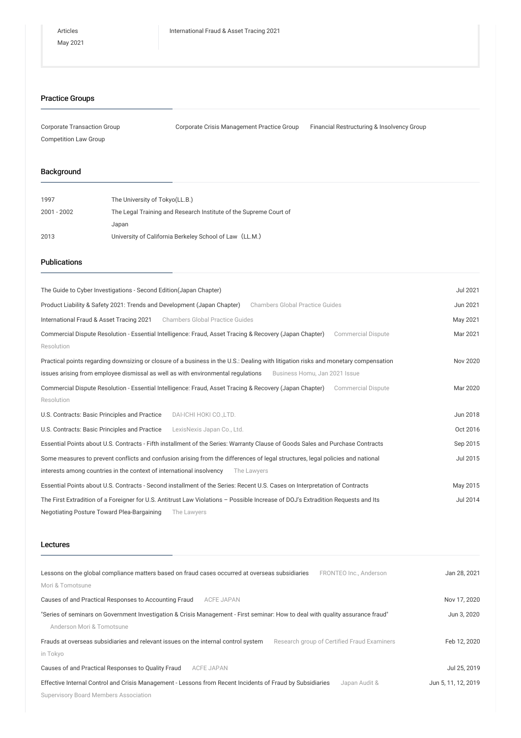| Articles<br>May 2021 | International Fraud & Asset Tracing 2021 |
|---|---|

## Practice Groups

Corporate Transaction Group
Corporate Crisis Management Practice Group
Financial Restructuring & Insolvency Group
Competition Law Group

## Background

| | |
|---|---|
| 1997 | The University of Tokyo(LL.B.) |
| 2001 - 2002 | The Legal Training and Research Institute of the Supreme Court of Japan |
| 2013 | University of California Berkeley School of Law（LL.M.) |

## Publications

| | |
|---|---|
| The Guide to Cyber Investigations - Second Edition(Japan Chapter) | Jul 2021 |
| Product Liability & Safety 2021: Trends and Development (Japan Chapter) Chambers Global Practice Guides | Jun 2021 |
| International Fraud & Asset Tracing 2021 Chambers Global Practice Guides | May 2021 |
| Commercial Dispute Resolution - Essential Intelligence: Fraud, Asset Tracing & Recovery (Japan Chapter) Commercial Dispute Resolution | Mar 2021 |
| Practical points regarding downsizing or closure of a business in the U.S.: Dealing with litigation risks and monetary compensation issues arising from employee dismissal as well as with environmental regulations Business Homu, Jan 2021 Issue | Nov 2020 |
| Commercial Dispute Resolution - Essential Intelligence: Fraud, Asset Tracing & Recovery (Japan Chapter) Commercial Dispute Resolution | Mar 2020 |
| U.S. Contracts: Basic Principles and Practice DAI-ICHI HOKI CO.,LTD. | Jun 2018 |
| U.S. Contracts: Basic Principles and Practice LexisNexis Japan Co., Ltd. | Oct 2016 |
| Essential Points about U.S. Contracts - Fifth installment of the Series: Warranty Clause of Goods Sales and Purchase Contracts | Sep 2015 |
| Some measures to prevent conflicts and confusion arising from the differences of legal structures, legal policies and national interests among countries in the context of international insolvency The Lawyers | Jul 2015 |
| Essential Points about U.S. Contracts - Second installment of the Series: Recent U.S. Cases on Interpretation of Contracts | May 2015 |
| The First Extradition of a Foreigner for U.S. Antitrust Law Violations – Possible Increase of DOJ's Extradition Requests and Its Negotiating Posture Toward Plea-Bargaining The Lawyers | Jul 2014 |

## Lectures

| | |
|---|---|
| Lessons on the global compliance matters based on fraud cases occurred at overseas subsidiaries FRONTEO Inc., Anderson Mori & Tomotsune | Jan 28, 2021 |
| Causes of and Practical Responses to Accounting Fraud ACFE JAPAN | Nov 17, 2020 |
| "Series of seminars on Government Investigation & Crisis Management - First seminar: How to deal with quality assurance fraud" Anderson Mori & Tomotsune | Jun 3, 2020 |
| Frauds at overseas subsidiaries and relevant issues on the internal control system Research group of Certified Fraud Examiners in Tokyo | Feb 12, 2020 |
| Causes of and Practical Responses to Quality Fraud ACFE JAPAN | Jul 25, 2019 |
| Effective Internal Control and Crisis Management - Lessons from Recent Incidents of Fraud by Subsidiaries Japan Audit & Supervisory Board Members Association | Jun 5, 11, 12, 2019 |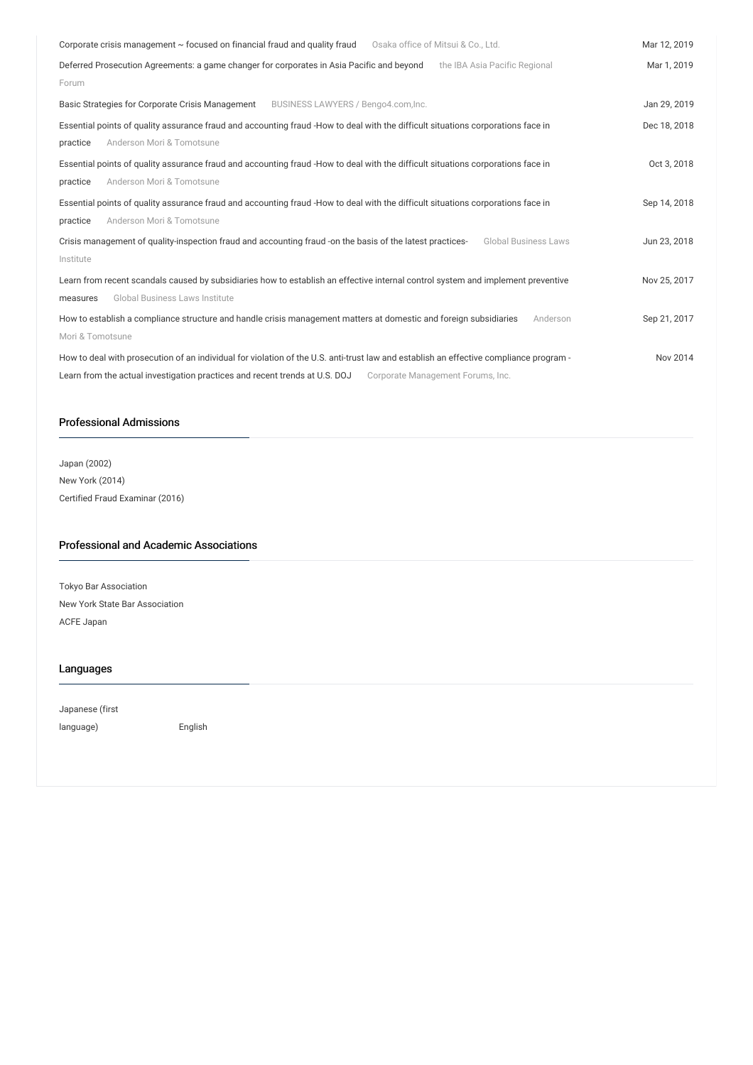| | | |
|---|---|---|
| Corporate crisis management ~ focused on financial fraud and quality fraud | Osaka office of Mitsui & Co., Ltd. | Mar 12, 2019 |
| Deferred Prosecution Agreements: a game changer for corporates in Asia Pacific and beyond | the IBA Asia Pacific Regional Forum | Mar 1, 2019 |
| Basic Strategies for Corporate Crisis Management | BUSINESS LAWYERS / Bengo4.com,Inc. | Jan 29, 2019 |
| Essential points of quality assurance fraud and accounting fraud -How to deal with the difficult situations corporations face in practice | Anderson Mori & Tomotsune | Dec 18, 2018 |
| Essential points of quality assurance fraud and accounting fraud -How to deal with the difficult situations corporations face in practice | Anderson Mori & Tomotsune | Oct 3, 2018 |
| Essential points of quality assurance fraud and accounting fraud -How to deal with the difficult situations corporations face in practice | Anderson Mori & Tomotsune | Sep 14, 2018 |
| Crisis management of quality-inspection fraud and accounting fraud -on the basis of the latest practices- | Global Business Laws Institute | Jun 23, 2018 |
| Learn from recent scandals caused by subsidiaries how to establish an effective internal control system and implement preventive measures | Global Business Laws Institute | Nov 25, 2017 |
| How to establish a compliance structure and handle crisis management matters at domestic and foreign subsidiaries | Anderson Mori & Tomotsune | Sep 21, 2017 |
| How to deal with prosecution of an individual for violation of the U.S. anti-trust law and establish an effective compliance program - Learn from the actual investigation practices and recent trends at U.S. DOJ | Corporate Management Forums, Inc. | Nov 2014 |

## Professional Admissions

Japan (2002)
New York (2014)
Certified Fraud Examinar (2016)

## Professional and Academic Associations

Tokyo Bar Association
New York State Bar Association
ACFE Japan

## Languages

Japanese (first language)
English